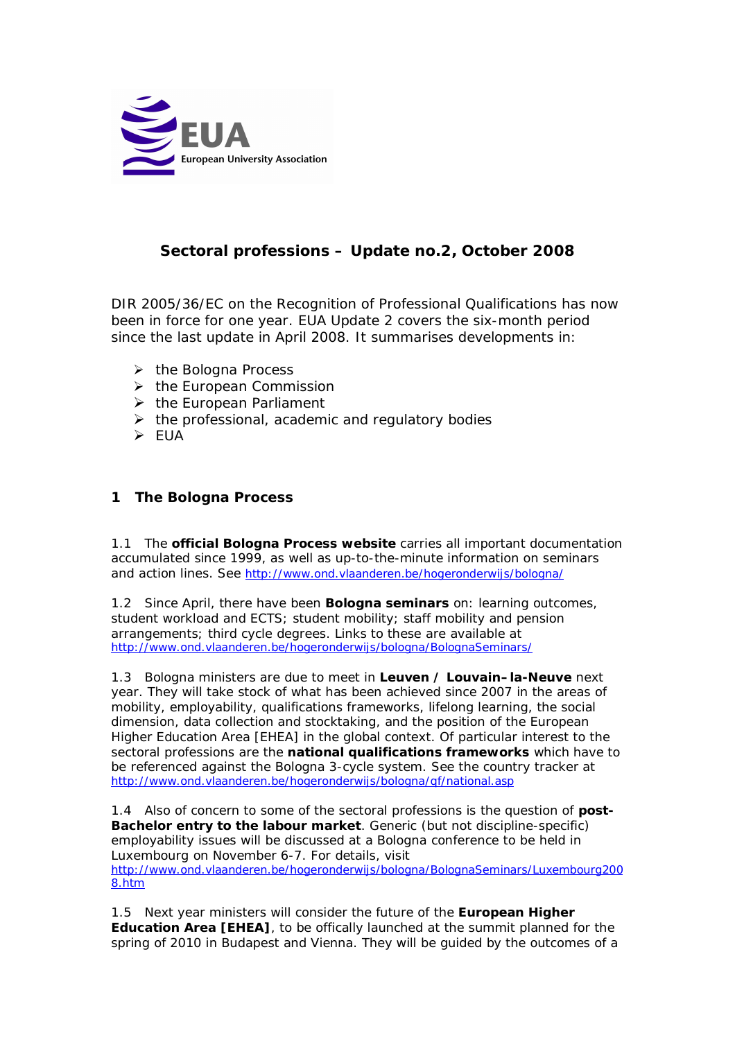EUA
European University Association

# Sectoral professions – Update no.2, October 2008

DIR 2005/36/EC on the Recognition of Professional Qualifications has now been in force for one year. EUA Update 2 covers the six-month period since the last update in April 2008. It summarises developments in:

- the Bologna Process
- the European Commission
- the European Parliament
- the professional, academic and regulatory bodies
- EUA

## 1 The Bologna Process

1.1 The **official Bologna Process website** carries all important documentation accumulated since 1999, as well as up-to-the-minute information on seminars and action lines. See http://www.ond.vlaanderen.be/hogeronderwijs/bologna/

1.2 Since April, there have been **Bologna seminars** on: learning outcomes, student workload and ECTS; student mobility; staff mobility and pension arrangements; third cycle degrees. Links to these are available at http://www.ond.vlaanderen.be/hogeronderwijs/bologna/BolognaSeminars/

1.3 Bologna ministers are due to meet in **Leuven / Louvain–la-Neuve** next year. They will take stock of what has been achieved since 2007 in the areas of mobility, employability, qualifications frameworks, lifelong learning, the social dimension, data collection and stocktaking, and the position of the European Higher Education Area [EHEA] in the global context. Of particular interest to the sectoral professions are the **national qualifications frameworks** which have to be referenced against the Bologna 3-cycle system. See the country tracker at http://www.ond.vlaanderen.be/hogeronderwijs/bologna/qf/national.asp

1.4 Also of concern to some of the sectoral professions is the question of **post-Bachelor entry to the labour market**. Generic (but not discipline-specific) employability issues will be discussed at a Bologna conference to be held in Luxembourg on November 6-7. For details, visit http://www.ond.vlaanderen.be/hogeronderwijs/bologna/BolognaSeminars/Luxembourg2008.htm

1.5 Next year ministers will consider the future of the **European Higher Education Area [EHEA]**, to be offically launched at the summit planned for the spring of 2010 in Budapest and Vienna. They will be guided by the outcomes of a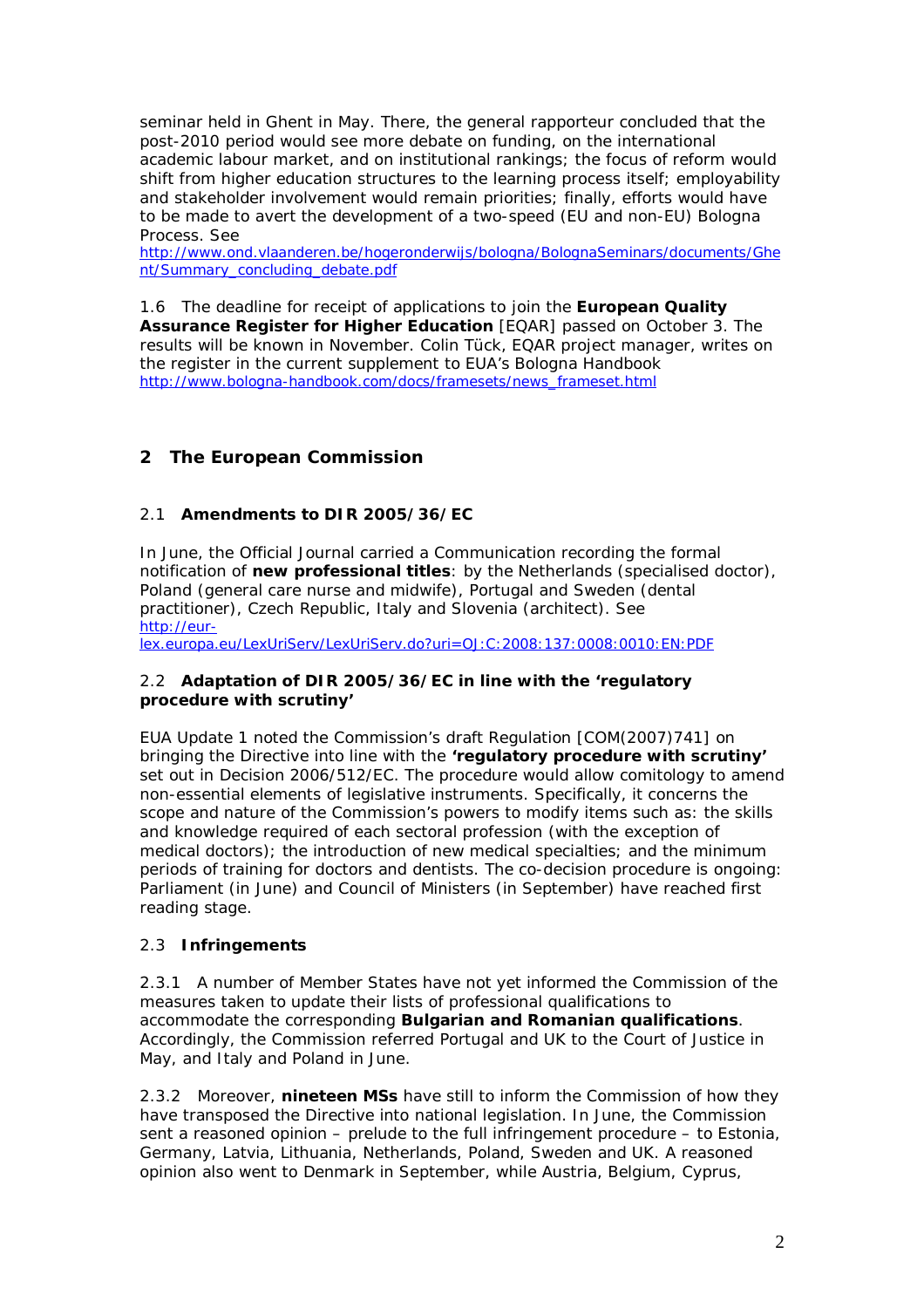seminar held in Ghent in May. There, the general rapporteur concluded that the post-2010 period would see more debate on funding, on the international academic labour market, and on institutional rankings; the focus of reform would shift from higher education structures to the learning process itself; employability and stakeholder involvement would remain priorities; finally, efforts would have to be made to avert the development of a two-speed (EU and non-EU) Bologna Process. See http://www.ond.vlaanderen.be/hogeronderwijs/bologna/BolognaSeminars/documents/Ghent/Summary_concluding_debate.pdf

1.6 The deadline for receipt of applications to join the **European Quality Assurance Register for Higher Education** [EQAR] passed on October 3. The results will be known in November. Colin Tück, EQAR project manager, writes on the register in the current supplement to EUA's Bologna Handbook http://www.bologna-handbook.com/docs/framesets/news_frameset.html

## 2 The European Commission

### 2.1 Amendments to DIR 2005/36/EC

In June, the Official Journal carried a Communication recording the formal notification of **new professional titles**: by the Netherlands (specialised doctor), Poland (general care nurse and midwife), Portugal and Sweden (dental practitioner), Czech Republic, Italy and Slovenia (architect). See http://eur-lex.europa.eu/LexUriServ/LexUriServ.do?uri=OJ:C:2008:137:0008:0010:EN:PDF

### 2.2 Adaptation of DIR 2005/36/EC in line with the 'regulatory procedure with scrutiny'

EUA Update 1 noted the Commission's draft Regulation [COM(2007)741] on bringing the Directive into line with the **'regulatory procedure with scrutiny'** set out in Decision 2006/512/EC. The procedure would allow comitology to amend non-essential elements of legislative instruments. Specifically, it concerns the scope and nature of the Commission's powers to modify items such as: the skills and knowledge required of each sectoral profession (with the exception of medical doctors); the introduction of new medical specialties; and the minimum periods of training for doctors and dentists. The co-decision procedure is ongoing: Parliament (in June) and Council of Ministers (in September) have reached first reading stage.

### 2.3 Infringements

2.3.1 A number of Member States have not yet informed the Commission of the measures taken to update their lists of professional qualifications to accommodate the corresponding **Bulgarian and Romanian qualifications**. Accordingly, the Commission referred Portugal and UK to the Court of Justice in May, and Italy and Poland in June.

2.3.2 Moreover, **nineteen MSs** have still to inform the Commission of how they have transposed the Directive into national legislation. In June, the Commission sent a reasoned opinion – prelude to the full infringement procedure – to Estonia, Germany, Latvia, Lithuania, Netherlands, Poland, Sweden and UK. A reasoned opinion also went to Denmark in September, while Austria, Belgium, Cyprus,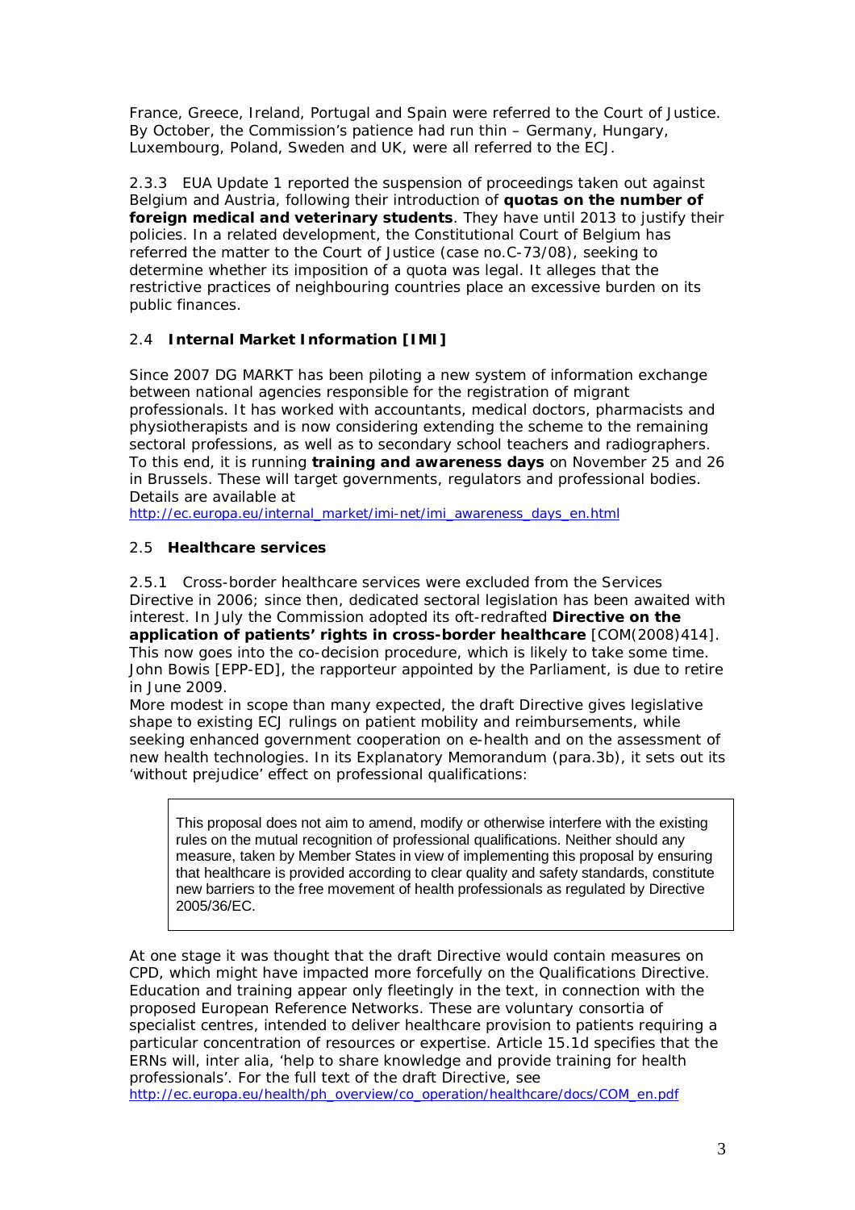France, Greece, Ireland, Portugal and Spain were referred to the Court of Justice. By October, the Commission's patience had run thin – Germany, Hungary, Luxembourg, Poland, Sweden and UK, were all referred to the ECJ.

2.3.3 EUA Update 1 reported the suspension of proceedings taken out against Belgium and Austria, following their introduction of **quotas on the number of foreign medical and veterinary students**. They have until 2013 to justify their policies. In a related development, the Constitutional Court of Belgium has referred the matter to the Court of Justice (case no.C-73/08), seeking to determine whether its imposition of a quota was legal. It alleges that the restrictive practices of neighbouring countries place an excessive burden on its public finances.

### 2.4 Internal Market Information [IMI]

Since 2007 DG MARKT has been piloting a new system of information exchange between national agencies responsible for the registration of migrant professionals. It has worked with accountants, medical doctors, pharmacists and physiotherapists and is now considering extending the scheme to the remaining sectoral professions, as well as to secondary school teachers and radiographers. To this end, it is running **training and awareness days** on November 25 and 26 in Brussels. These will target governments, regulators and professional bodies. Details are available at
http://ec.europa.eu/internal_market/imi-net/imi_awareness_days_en.html

### 2.5 Healthcare services

2.5.1 Cross-border healthcare services were excluded from the Services Directive in 2006; since then, dedicated sectoral legislation has been awaited with interest. In July the Commission adopted its oft-redrafted **Directive on the application of patients' rights in cross-border healthcare** [COM(2008)414]. This now goes into the co-decision procedure, which is likely to take some time. John Bowis [EPP-ED], the rapporteur appointed by the Parliament, is due to retire in June 2009.

More modest in scope than many expected, the draft Directive gives legislative shape to existing ECJ rulings on patient mobility and reimbursements, while seeking enhanced government cooperation on e-health and on the assessment of new health technologies. In its Explanatory Memorandum (para.3b), it sets out its 'without prejudice' effect on professional qualifications:

> This proposal does not aim to amend, modify or otherwise interfere with the existing rules on the mutual recognition of professional qualifications. Neither should any measure, taken by Member States in view of implementing this proposal by ensuring that healthcare is provided according to clear quality and safety standards, constitute new barriers to the free movement of health professionals as regulated by Directive 2005/36/EC.

At one stage it was thought that the draft Directive would contain measures on CPD, which might have impacted more forcefully on the Qualifications Directive. Education and training appear only fleetingly in the text, in connection with the proposed European Reference Networks. These are voluntary consortia of specialist centres, intended to deliver healthcare provision to patients requiring a particular concentration of resources or expertise. Article 15.1d specifies that the ERNs will, inter alia, 'help to share knowledge and provide training for health professionals'. For the full text of the draft Directive, see
http://ec.europa.eu/health/ph_overview/co_operation/healthcare/docs/COM_en.pdf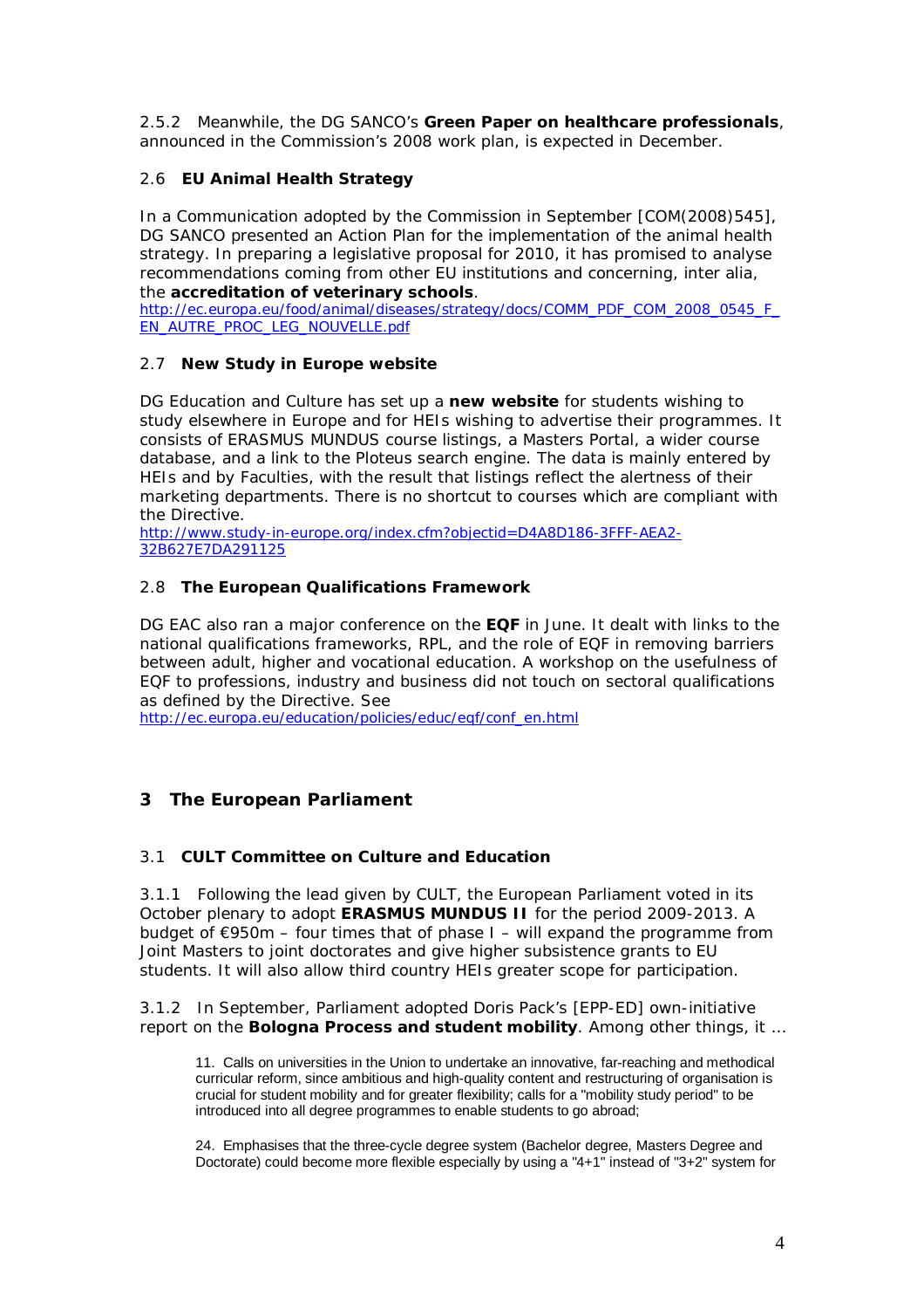2.5.2 Meanwhile, the DG SANCO's **Green Paper on healthcare professionals**, announced in the Commission's 2008 work plan, is expected in December.

### 2.6 EU Animal Health Strategy

In a Communication adopted by the Commission in September [COM(2008)545], DG SANCO presented an Action Plan for the implementation of the animal health strategy. In preparing a legislative proposal for 2010, it has promised to analyse recommendations coming from other EU institutions and concerning, inter alia, the **accreditation of veterinary schools**.
http://ec.europa.eu/food/animal/diseases/strategy/docs/COMM_PDF_COM_2008_0545_F_EN_AUTRE_PROC_LEG_NOUVELLE.pdf

### 2.7 New Study in Europe website

DG Education and Culture has set up a **new website** for students wishing to study elsewhere in Europe and for HEIs wishing to advertise their programmes. It consists of ERASMUS MUNDUS course listings, a Masters Portal, a wider course database, and a link to the Ploteus search engine. The data is mainly entered by HEIs and by Faculties, with the result that listings reflect the alertness of their marketing departments. There is no shortcut to courses which are compliant with the Directive.
http://www.study-in-europe.org/index.cfm?objectid=D4A8D186-3FFF-AEA2-32B627E7DA291125

### 2.8 The European Qualifications Framework

DG EAC also ran a major conference on the **EQF** in June. It dealt with links to the national qualifications frameworks, RPL, and the role of EQF in removing barriers between adult, higher and vocational education. A workshop on the usefulness of EQF to professions, industry and business did not touch on sectoral qualifications as defined by the Directive. See
http://ec.europa.eu/education/policies/educ/eqf/conf_en.html

## 3 The European Parliament

### 3.1 CULT Committee on Culture and Education

3.1.1 Following the lead given by CULT, the European Parliament voted in its October plenary to adopt **ERASMUS MUNDUS II** for the period 2009-2013. A budget of €950m – four times that of phase I – will expand the programme from Joint Masters to joint doctorates and give higher subsistence grants to EU students. It will also allow third country HEIs greater scope for participation.

3.1.2 In September, Parliament adopted Doris Pack's [EPP-ED] own-initiative report on the **Bologna Process and student mobility**. Among other things, it …

> 11. Calls on universities in the Union to undertake an innovative, far-reaching and methodical curricular reform, since ambitious and high-quality content and restructuring of organisation is crucial for student mobility and for greater flexibility; calls for a "mobility study period" to be introduced into all degree programmes to enable students to go abroad;
>
> 24. Emphasises that the three-cycle degree system (Bachelor degree, Masters Degree and Doctorate) could become more flexible especially by using a "4+1" instead of "3+2" system for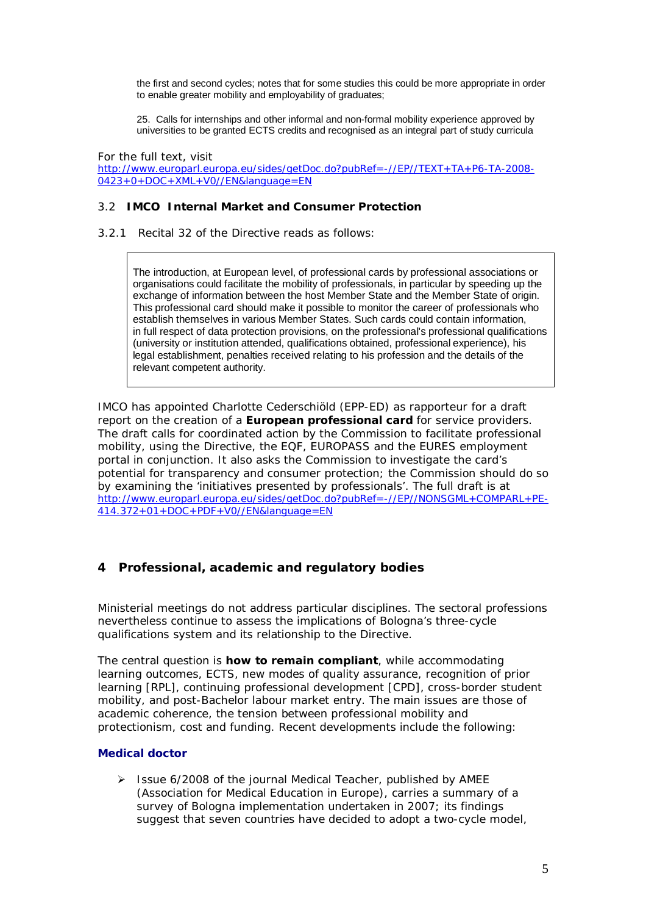the first and second cycles; notes that for some studies this could be more appropriate in order to enable greater mobility and employability of graduates;

25. Calls for internships and other informal and non-formal mobility experience approved by universities to be granted ECTS credits and recognised as an integral part of study curricula

For the full text, visit
http://www.europarl.europa.eu/sides/getDoc.do?pubRef=-//EP//TEXT+TA+P6-TA-2008-0423+0+DOC+XML+V0//EN&language=EN

### 3.2 IMCO Internal Market and Consumer Protection

3.2.1 Recital 32 of the Directive reads as follows:

> The introduction, at European level, of professional cards by professional associations or organisations could facilitate the mobility of professionals, in particular by speeding up the exchange of information between the host Member State and the Member State of origin. This professional card should make it possible to monitor the career of professionals who establish themselves in various Member States. Such cards could contain information, in full respect of data protection provisions, on the professional's professional qualifications (university or institution attended, qualifications obtained, professional experience), his legal establishment, penalties received relating to his profession and the details of the relevant competent authority.

IMCO has appointed Charlotte Cederschiöld (EPP-ED) as rapporteur for a draft report on the creation of a **European professional card** for service providers. The draft calls for coordinated action by the Commission to facilitate professional mobility, using the Directive, the EQF, EUROPASS and the EURES employment portal in conjunction. It also asks the Commission to investigate the card's potential for transparency and consumer protection; the Commission should do so by examining the 'initiatives presented by professionals'. The full draft is at
http://www.europarl.europa.eu/sides/getDoc.do?pubRef=-//EP//NONSGML+COMPARL+PE-414.372+01+DOC+PDF+V0//EN&language=EN

## 4 Professional, academic and regulatory bodies

Ministerial meetings do not address particular disciplines. The sectoral professions nevertheless continue to assess the implications of Bologna's three-cycle qualifications system and its relationship to the Directive.

The central question is **how to remain compliant**, while accommodating learning outcomes, ECTS, new modes of quality assurance, recognition of prior learning [RPL], continuing professional development [CPD], cross-border student mobility, and post-Bachelor labour market entry. The main issues are those of academic coherence, the tension between professional mobility and protectionism, cost and funding. Recent developments include the following:

**Medical doctor**

- Issue 6/2008 of the journal Medical Teacher, published by AMEE (Association for Medical Education in Europe), carries a summary of a survey of Bologna implementation undertaken in 2007; its findings suggest that seven countries have decided to adopt a two-cycle model,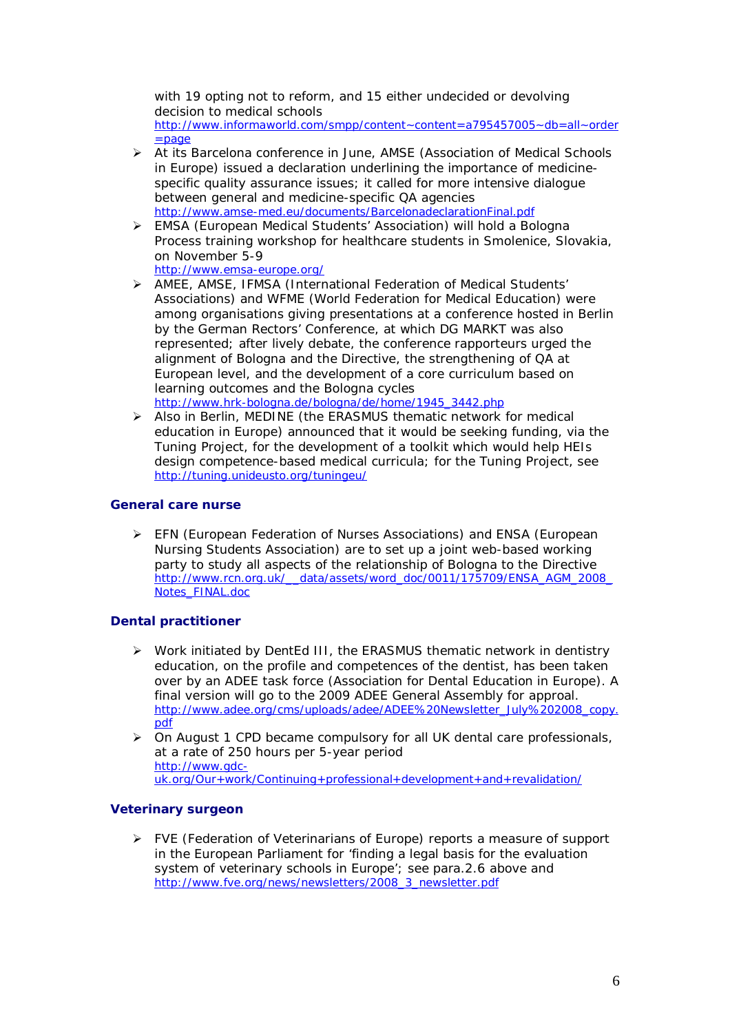with 19 opting not to reform, and 15 either undecided or devolving decision to medical schools
http://www.informaworld.com/smpp/content~content=a795457005~db=all~order=page

- At its Barcelona conference in June, AMSE (Association of Medical Schools in Europe) issued a declaration underlining the importance of medicine-specific quality assurance issues; it called for more intensive dialogue between general and medicine-specific QA agencies
http://www.amse-med.eu/documents/BarcelonadeclarationFinal.pdf
- EMSA (European Medical Students' Association) will hold a Bologna Process training workshop for healthcare students in Smolenice, Slovakia, on November 5-9
http://www.emsa-europe.org/
- AMEE, AMSE, IFMSA (International Federation of Medical Students' Associations) and WFME (World Federation for Medical Education) were among organisations giving presentations at a conference hosted in Berlin by the German Rectors' Conference, at which DG MARKT was also represented; after lively debate, the conference rapporteurs urged the alignment of Bologna and the Directive, the strengthening of QA at European level, and the development of a core curriculum based on learning outcomes and the Bologna cycles
http://www.hrk-bologna.de/bologna/de/home/1945_3442.php
- Also in Berlin, MEDINE (the ERASMUS thematic network for medical education in Europe) announced that it would be seeking funding, via the Tuning Project, for the development of a toolkit which would help HEIs design competence-based medical curricula; for the Tuning Project, see http://tuning.unideusto.org/tuningeu/

### General care nurse

- EFN (European Federation of Nurses Associations) and ENSA (European Nursing Students Association) are to set up a joint web-based working party to study all aspects of the relationship of Bologna to the Directive
http://www.rcn.org.uk/__data/assets/word_doc/0011/175709/ENSA_AGM_2008_Notes_FINAL.doc

### Dental practitioner

- Work initiated by DentEd III, the ERASMUS thematic network in dentistry education, on the profile and competences of the dentist, has been taken over by an ADEE task force (Association for Dental Education in Europe). A final version will go to the 2009 ADEE General Assembly for approval.
http://www.adee.org/cms/uploads/adee/ADEE%20Newsletter_July%202008_copy.pdf
- On August 1 CPD became compulsory for all UK dental care professionals, at a rate of 250 hours per 5-year period
http://www.gdc-uk.org/Our+work/Continuing+professional+development+and+revalidation/

### Veterinary surgeon

- FVE (Federation of Veterinarians of Europe) reports a measure of support in the European Parliament for 'finding a legal basis for the evaluation system of veterinary schools in Europe'; see para.2.6 above and
http://www.fve.org/news/newsletters/2008_3_newsletter.pdf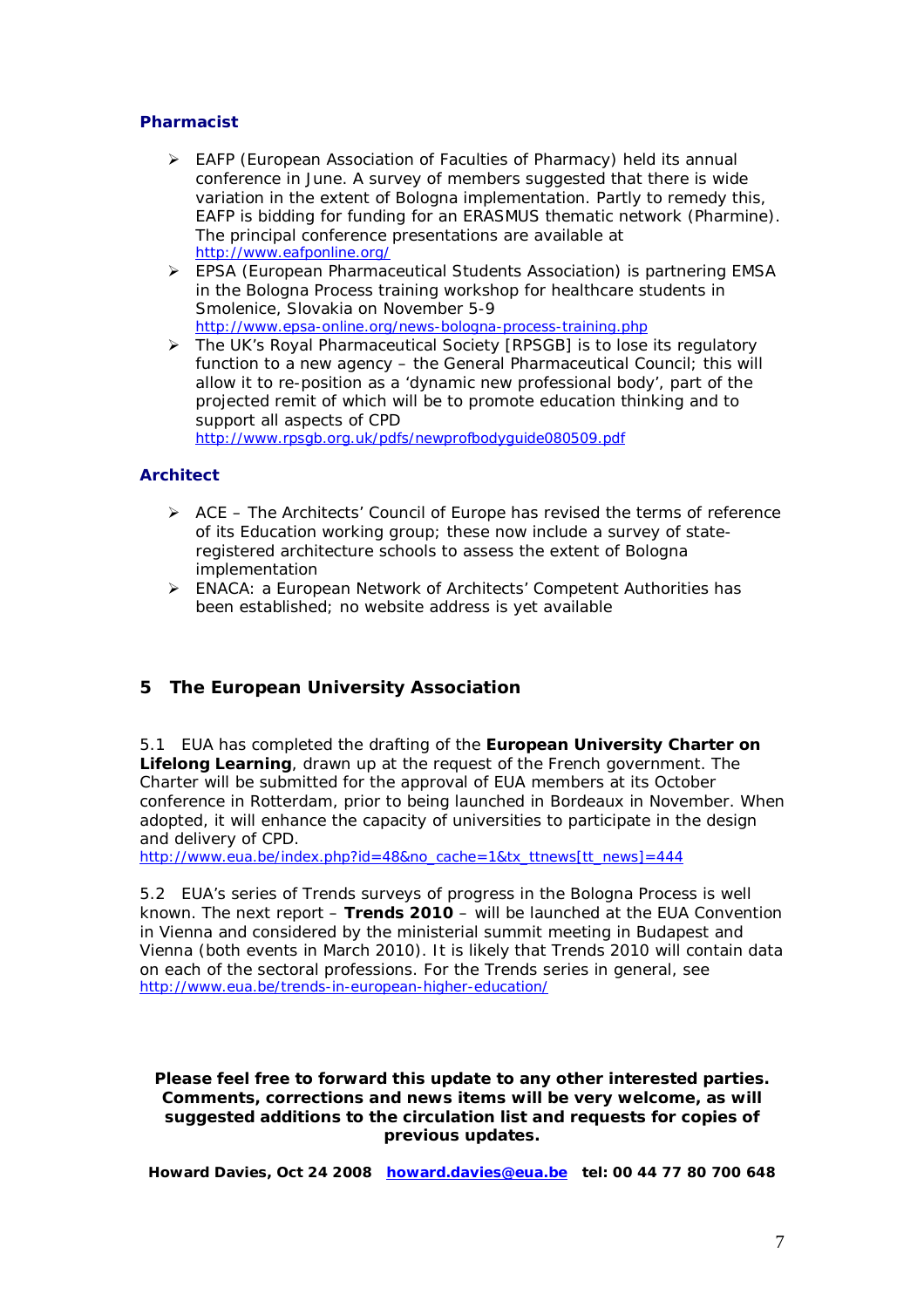### Pharmacist

- EAFP (European Association of Faculties of Pharmacy) held its annual conference in June. A survey of members suggested that there is wide variation in the extent of Bologna implementation. Partly to remedy this, EAFP is bidding for funding for an ERASMUS thematic network (Pharmine). The principal conference presentations are available at http://www.eafponline.org/
- EPSA (European Pharmaceutical Students Association) is partnering EMSA in the Bologna Process training workshop for healthcare students in Smolenice, Slovakia on November 5-9 http://www.epsa-online.org/news-bologna-process-training.php
- The UK's Royal Pharmaceutical Society [RPSGB] is to lose its regulatory function to a new agency – the General Pharmaceutical Council; this will allow it to re-position as a 'dynamic new professional body', part of the projected remit of which will be to promote education thinking and to support all aspects of CPD http://www.rpsgb.org.uk/pdfs/newprofbodyguide080509.pdf

### Architect

- ACE – The Architects' Council of Europe has revised the terms of reference of its Education working group; these now include a survey of state-registered architecture schools to assess the extent of Bologna implementation
- ENACA: a European Network of Architects' Competent Authorities has been established; no website address is yet available

## 5 The European University Association

5.1 EUA has completed the drafting of the **European University Charter on Lifelong Learning**, drawn up at the request of the French government. The Charter will be submitted for the approval of EUA members at its October conference in Rotterdam, prior to being launched in Bordeaux in November. When adopted, it will enhance the capacity of universities to participate in the design and delivery of CPD.
http://www.eua.be/index.php?id=48&no_cache=1&tx_ttnews[tt_news]=444

5.2 EUA's series of Trends surveys of progress in the Bologna Process is well known. The next report – **Trends 2010** – will be launched at the EUA Convention in Vienna and considered by the ministerial summit meeting in Budapest and Vienna (both events in March 2010). It is likely that Trends 2010 will contain data on each of the sectoral professions. For the Trends series in general, see http://www.eua.be/trends-in-european-higher-education/

**Please feel free to forward this update to any other interested parties. Comments, corrections and news items will be very welcome, as will suggested additions to the circulation list and requests for copies of previous updates.**

**Howard Davies, Oct 24 2008 howard.davies@eua.be tel: 00 44 77 80 700 648**